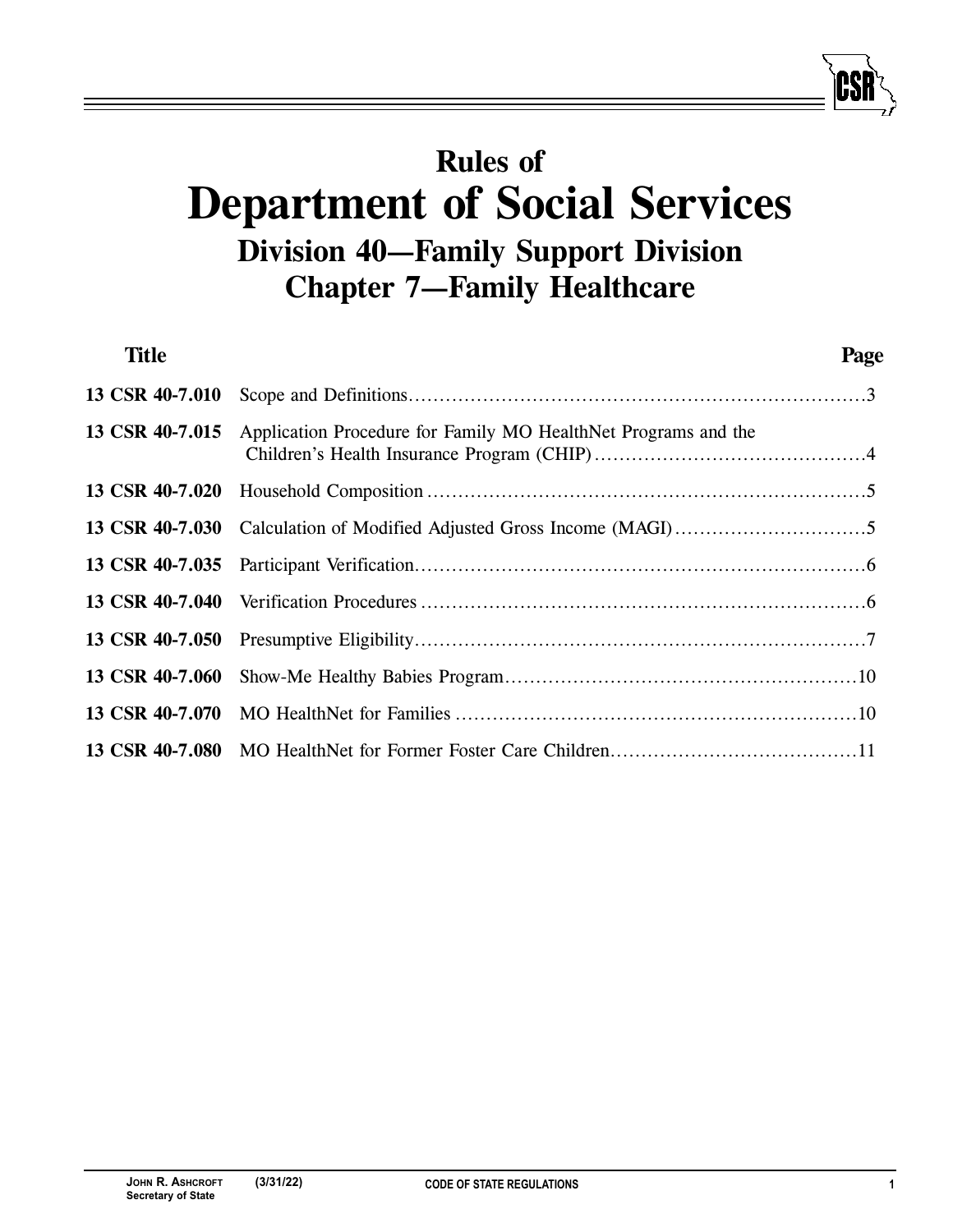# Rules of
# Department of Social Services
## Division 40—Family Support Division
## Chapter 7—Family Healthcare

| Title | | Page |
|---|---|---|
| **13 CSR 40-7.010** | Scope and Definitions | 3 |
| **13 CSR 40-7.015** | Application Procedure for Family MO HealthNet Programs and the Children's Health Insurance Program (CHIP) | 4 |
| **13 CSR 40-7.020** | Household Composition | 5 |
| **13 CSR 40-7.030** | Calculation of Modified Adjusted Gross Income (MAGI) | 5 |
| **13 CSR 40-7.035** | Participant Verification | 6 |
| **13 CSR 40-7.040** | Verification Procedures | 6 |
| **13 CSR 40-7.050** | Presumptive Eligibility | 7 |
| **13 CSR 40-7.060** | Show-Me Healthy Babies Program | 10 |
| **13 CSR 40-7.070** | MO HealthNet for Families | 10 |
| **13 CSR 40-7.080** | MO HealthNet for Former Foster Care Children | 11 |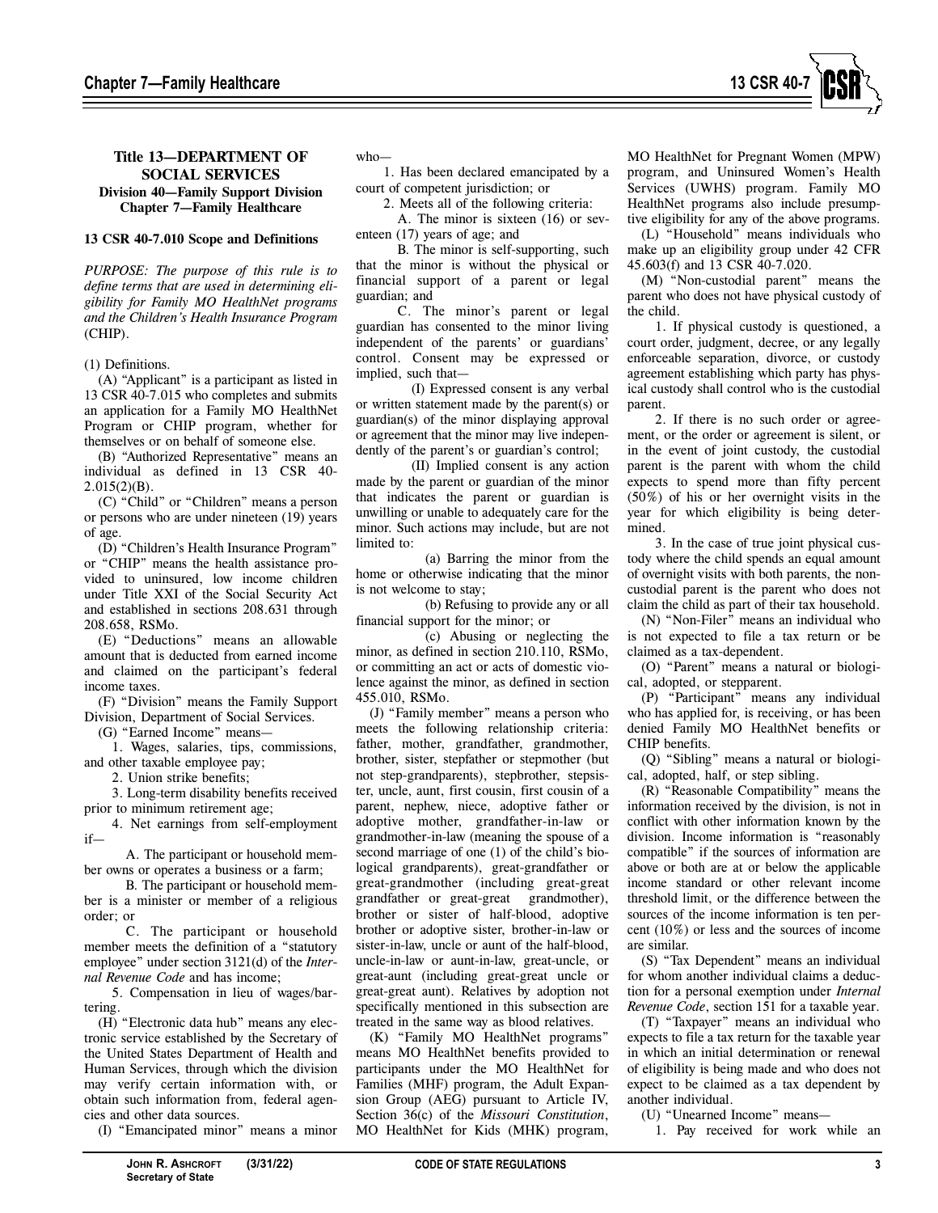# Title 13—DEPARTMENT OF SOCIAL SERVICES

## Division 40—Family Support Division

## Chapter 7—Family Healthcare

### 13 CSR 40-7.010 Scope and Definitions

*PURPOSE: The purpose of this rule is to define terms that are used in determining eligibility for Family MO HealthNet programs and the Children's Health Insurance Program* (CHIP).

(1) Definitions.

(A) "Applicant" is a participant as listed in 13 CSR 40-7.015 who completes and submits an application for a Family MO HealthNet Program or CHIP program, whether for themselves or on behalf of someone else.

(B) "Authorized Representative" means an individual as defined in 13 CSR 40-2.015(2)(B).

(C) "Child" or "Children" means a person or persons who are under nineteen (19) years of age.

(D) "Children's Health Insurance Program" or "CHIP" means the health assistance provided to uninsured, low income children under Title XXI of the Social Security Act and established in sections 208.631 through 208.658, RSMo.

(E) "Deductions" means an allowable amount that is deducted from earned income and claimed on the participant's federal income taxes.

(F) "Division" means the Family Support Division, Department of Social Services.

(G) "Earned Income" means—

1. Wages, salaries, tips, commissions, and other taxable employee pay;

2. Union strike benefits;

3. Long-term disability benefits received prior to minimum retirement age;

4. Net earnings from self-employment if—

A. The participant or household member owns or operates a business or a farm;

B. The participant or household member is a minister or member of a religious order; or

C. The participant or household member meets the definition of a "statutory employee" under section 3121(d) of the *Internal Revenue Code* and has income;

5. Compensation in lieu of wages/bartering.

(H) "Electronic data hub" means any electronic service established by the Secretary of the United States Department of Health and Human Services, through which the division may verify certain information with, or obtain such information from, federal agencies and other data sources.

(I) "Emancipated minor" means a minor who—

1. Has been declared emancipated by a court of competent jurisdiction; or

2. Meets all of the following criteria:

A. The minor is sixteen (16) or seventeen (17) years of age; and

B. The minor is self-supporting, such that the minor is without the physical or financial support of a parent or legal guardian; and

C. The minor's parent or legal guardian has consented to the minor living independent of the parents' or guardians' control. Consent may be expressed or implied, such that—

(I) Expressed consent is any verbal or written statement made by the parent(s) or guardian(s) of the minor displaying approval or agreement that the minor may live independently of the parent's or guardian's control;

(II) Implied consent is any action made by the parent or guardian of the minor that indicates the parent or guardian is unwilling or unable to adequately care for the minor. Such actions may include, but are not limited to:

(a) Barring the minor from the home or otherwise indicating that the minor is not welcome to stay;

(b) Refusing to provide any or all financial support for the minor; or

(c) Abusing or neglecting the minor, as defined in section 210.110, RSMo, or committing an act or acts of domestic violence against the minor, as defined in section 455.010, RSMo.

(J) "Family member" means a person who meets the following relationship criteria: father, mother, grandfather, grandmother, brother, sister, stepfather or stepmother (but not step-grandparents), stepbrother, stepsister, uncle, aunt, first cousin, first cousin of a parent, nephew, niece, adoptive father or adoptive mother, grandfather-in-law or grandmother-in-law (meaning the spouse of a second marriage of one (1) of the child's biological grandparents), great-grandfather or great-grandmother (including great-great grandfather or great-great grandmother), brother or sister of half-blood, adoptive brother or adoptive sister, brother-in-law or sister-in-law, uncle or aunt of the half-blood, uncle-in-law or aunt-in-law, great-uncle, or great-aunt (including great-great uncle or great-great aunt). Relatives by adoption not specifically mentioned in this subsection are treated in the same way as blood relatives.

(K) "Family MO HealthNet programs" means MO HealthNet benefits provided to participants under the MO HealthNet for Families (MHF) program, the Adult Expansion Group (AEG) pursuant to Article IV, Section 36(c) of the *Missouri Constitution*, MO HealthNet for Kids (MHK) program, MO HealthNet for Pregnant Women (MPW) program, and Uninsured Women's Health Services (UWHS) program. Family MO HealthNet programs also include presumptive eligibility for any of the above programs.

(L) "Household" means individuals who make up an eligibility group under 42 CFR 45.603(f) and 13 CSR 40-7.020.

(M) "Non-custodial parent" means the parent who does not have physical custody of the child.

1. If physical custody is questioned, a court order, judgment, decree, or any legally enforceable separation, divorce, or custody agreement establishing which party has physical custody shall control who is the custodial parent.

2. If there is no such order or agreement, or the order or agreement is silent, or in the event of joint custody, the custodial parent is the parent with whom the child expects to spend more than fifty percent (50%) of his or her overnight visits in the year for which eligibility is being determined.

3. In the case of true joint physical custody where the child spends an equal amount of overnight visits with both parents, the non-custodial parent is the parent who does not claim the child as part of their tax household.

(N) "Non-Filer" means an individual who is not expected to file a tax return or be claimed as a tax-dependent.

(O) "Parent" means a natural or biological, adopted, or stepparent.

(P) "Participant" means any individual who has applied for, is receiving, or has been denied Family MO HealthNet benefits or CHIP benefits.

(Q) "Sibling" means a natural or biological, adopted, half, or step sibling.

(R) "Reasonable Compatibility" means the information received by the division, is not in conflict with other information known by the division. Income information is "reasonably compatible" if the sources of information are above or both are at or below the applicable income standard or other relevant income threshold limit, or the difference between the sources of the income information is ten percent (10%) or less and the sources of income are similar.

(S) "Tax Dependent" means an individual for whom another individual claims a deduction for a personal exemption under *Internal Revenue Code*, section 151 for a taxable year.

(T) "Taxpayer" means an individual who expects to file a tax return for the taxable year in which an initial determination or renewal of eligibility is being made and who does not expect to be claimed as a tax dependent by another individual.

(U) "Unearned Income" means—

1. Pay received for work while an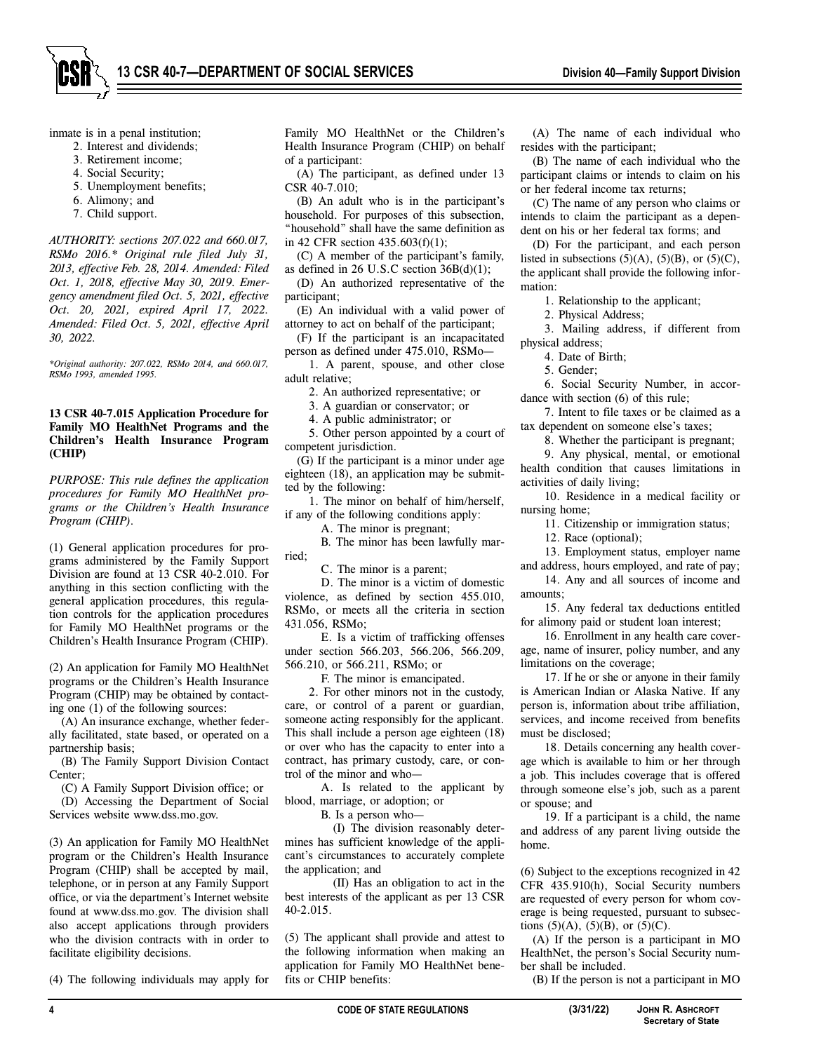inmate is in a penal institution;

2. Interest and dividends;
3. Retirement income;
4. Social Security;
5. Unemployment benefits;
6. Alimony; and
7. Child support.

*AUTHORITY: sections 207.022 and 660.017, RSMo 2016.\* Original rule filed July 31, 2013, effective Feb. 28, 2014. Amended: Filed Oct. 1, 2018, effective May 30, 2019. Emergency amendment filed Oct. 5, 2021, effective Oct. 20, 2021, expired April 17, 2022. Amended: Filed Oct. 5, 2021, effective April 30, 2022.*

*\*Original authority: 207.022, RSMo 2014, and 660.017, RSMo 1993, amended 1995.*

**13 CSR 40-7.015 Application Procedure for Family MO HealthNet Programs and the Children's Health Insurance Program (CHIP)**

*PURPOSE: This rule defines the application procedures for Family MO HealthNet programs or the Children's Health Insurance Program (CHIP).*

(1) General application procedures for programs administered by the Family Support Division are found at 13 CSR 40-2.010. For anything in this section conflicting with the general application procedures, this regulation controls for the application procedures for Family MO HealthNet programs or the Children's Health Insurance Program (CHIP).

(2) An application for Family MO HealthNet programs or the Children's Health Insurance Program (CHIP) may be obtained by contacting one (1) of the following sources:

(A) An insurance exchange, whether federally facilitated, state based, or operated on a partnership basis;

(B) The Family Support Division Contact Center;

(C) A Family Support Division office; or

(D) Accessing the Department of Social Services website www.dss.mo.gov.

(3) An application for Family MO HealthNet program or the Children's Health Insurance Program (CHIP) shall be accepted by mail, telephone, or in person at any Family Support office, or via the department's Internet website found at www.dss.mo.gov. The division shall also accept applications through providers who the division contracts with in order to facilitate eligibility decisions.

(4) The following individuals may apply for Family MO HealthNet or the Children's Health Insurance Program (CHIP) on behalf of a participant:

(A) The participant, as defined under 13 CSR 40-7.010;

(B) An adult who is in the participant's household. For purposes of this subsection, "household" shall have the same definition as in 42 CFR section 435.603(f)(1);

(C) A member of the participant's family, as defined in 26 U.S.C section 36B(d)(1);

(D) An authorized representative of the participant;

(E) An individual with a valid power of attorney to act on behalf of the participant;

(F) If the participant is an incapacitated person as defined under 475.010, RSMo—

1. A parent, spouse, and other close adult relative;
2. An authorized representative; or
3. A guardian or conservator; or
4. A public administrator; or
5. Other person appointed by a court of competent jurisdiction.

(G) If the participant is a minor under age eighteen (18), an application may be submitted by the following:

1. The minor on behalf of him/herself, if any of the following conditions apply:
   - A. The minor is pregnant;
   - B. The minor has been lawfully married;
   - C. The minor is a parent;
   - D. The minor is a victim of domestic violence, as defined by section 455.010, RSMo, or meets all the criteria in section 431.056, RSMo;
   - E. Is a victim of trafficking offenses under section 566.203, 566.206, 566.209, 566.210, or 566.211, RSMo; or
   - F. The minor is emancipated.
2. For other minors not in the custody, care, or control of a parent or guardian, someone acting responsibly for the applicant. This shall include a person age eighteen (18) or over who has the capacity to enter into a contract, has primary custody, care, or control of the minor and who—
   - A. Is related to the applicant by blood, marriage, or adoption; or
   - B. Is a person who—
     - (I) The division reasonably determines has sufficient knowledge of the applicant's circumstances to accurately complete the application; and
     - (II) Has an obligation to act in the best interests of the applicant as per 13 CSR 40-2.015.

(5) The applicant shall provide and attest to the following information when making an application for Family MO HealthNet benefits or CHIP benefits:

(A) The name of each individual who resides with the participant;

(B) The name of each individual who the participant claims or intends to claim on his or her federal income tax returns;

(C) The name of any person who claims or intends to claim the participant as a dependent on his or her federal tax forms; and

(D) For the participant, and each person listed in subsections (5)(A), (5)(B), or (5)(C), the applicant shall provide the following information:

1. Relationship to the applicant;
2. Physical Address;
3. Mailing address, if different from physical address;
4. Date of Birth;
5. Gender;
6. Social Security Number, in accordance with section (6) of this rule;
7. Intent to file taxes or be claimed as a tax dependent on someone else's taxes;
8. Whether the participant is pregnant;
9. Any physical, mental, or emotional health condition that causes limitations in activities of daily living;
10. Residence in a medical facility or nursing home;
11. Citizenship or immigration status;
12. Race (optional);
13. Employment status, employer name and address, hours employed, and rate of pay;
14. Any and all sources of income and amounts;
15. Any federal tax deductions entitled for alimony paid or student loan interest;
16. Enrollment in any health care coverage, name of insurer, policy number, and any limitations on the coverage;
17. If he or she or anyone in their family is American Indian or Alaska Native. If any person is, information about tribe affiliation, services, and income received from benefits must be disclosed;
18. Details concerning any health coverage which is available to him or her through a job. This includes coverage that is offered through someone else's job, such as a parent or spouse; and
19. If a participant is a child, the name and address of any parent living outside the home.

(6) Subject to the exceptions recognized in 42 CFR 435.910(h), Social Security numbers are requested of every person for whom coverage is being requested, pursuant to subsections (5)(A), (5)(B), or (5)(C).

(A) If the person is a participant in MO HealthNet, the person's Social Security number shall be included.

(B) If the person is not a participant in MO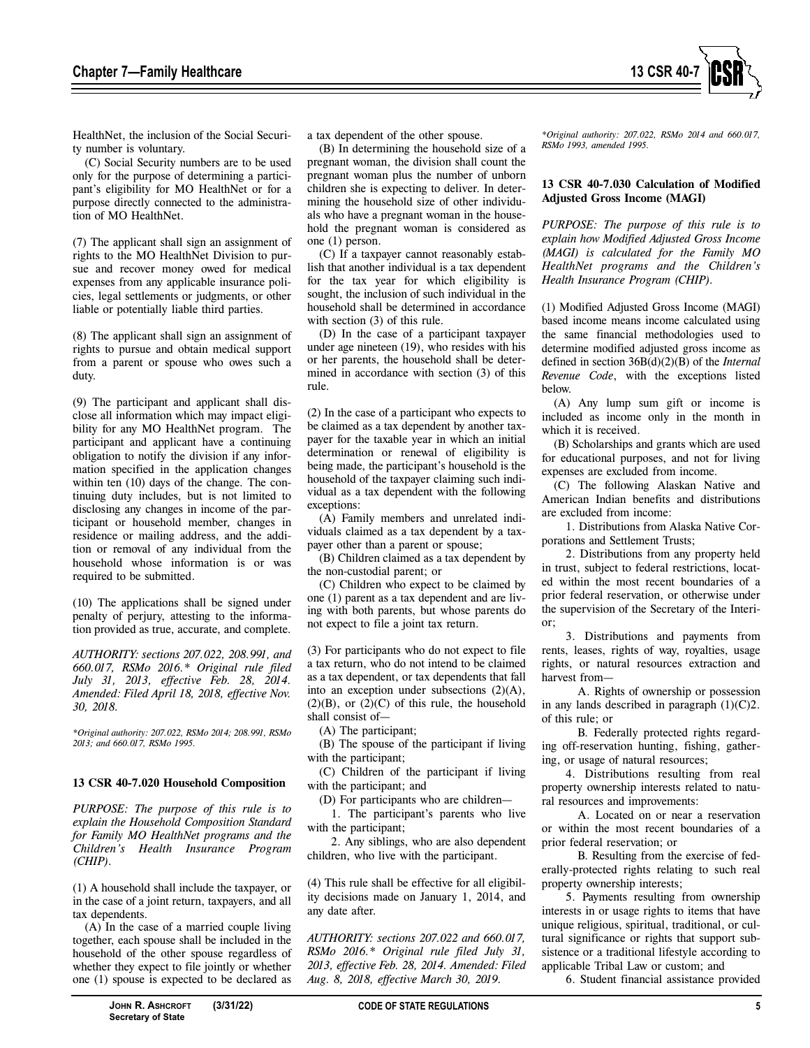HealthNet, the inclusion of the Social Security number is voluntary.

(C) Social Security numbers are to be used only for the purpose of determining a participant's eligibility for MO HealthNet or for a purpose directly connected to the administration of MO HealthNet.

(7) The applicant shall sign an assignment of rights to the MO HealthNet Division to pursue and recover money owed for medical expenses from any applicable insurance policies, legal settlements or judgments, or other liable or potentially liable third parties.

(8) The applicant shall sign an assignment of rights to pursue and obtain medical support from a parent or spouse who owes such a duty.

(9) The participant and applicant shall disclose all information which may impact eligibility for any MO HealthNet program. The participant and applicant have a continuing obligation to notify the division if any information specified in the application changes within ten (10) days of the change. The continuing duty includes, but is not limited to disclosing any changes in income of the participant or household member, changes in residence or mailing address, and the addition or removal of any individual from the household whose information is or was required to be submitted.

(10) The applications shall be signed under penalty of perjury, attesting to the information provided as true, accurate, and complete.

*AUTHORITY: sections 207.022, 208.991, and 660.017, RSMo 2016.\* Original rule filed July 31, 2013, effective Feb. 28, 2014. Amended: Filed April 18, 2018, effective Nov. 30, 2018.*

*\*Original authority: 207.022, RSMo 2014; 208.991, RSMo 2013; and 660.017, RSMo 1995.*

### 13 CSR 40-7.020 Household Composition

*PURPOSE: The purpose of this rule is to explain the Household Composition Standard for Family MO HealthNet programs and the Children's Health Insurance Program (CHIP).*

(1) A household shall include the taxpayer, or in the case of a joint return, taxpayers, and all tax dependents.

(A) In the case of a married couple living together, each spouse shall be included in the household of the other spouse regardless of whether they expect to file jointly or whether one (1) spouse is expected to be declared as a tax dependent of the other spouse.

(B) In determining the household size of a pregnant woman, the division shall count the pregnant woman plus the number of unborn children she is expecting to deliver. In determining the household size of other individuals who have a pregnant woman in the household the pregnant woman is considered as one (1) person.

(C) If a taxpayer cannot reasonably establish that another individual is a tax dependent for the tax year for which eligibility is sought, the inclusion of such individual in the household shall be determined in accordance with section (3) of this rule.

(D) In the case of a participant taxpayer under age nineteen (19), who resides with his or her parents, the household shall be determined in accordance with section (3) of this rule.

(2) In the case of a participant who expects to be claimed as a tax dependent by another taxpayer for the taxable year in which an initial determination or renewal of eligibility is being made, the participant's household is the household of the taxpayer claiming such individual as a tax dependent with the following exceptions:

(A) Family members and unrelated individuals claimed as a tax dependent by a taxpayer other than a parent or spouse;

(B) Children claimed as a tax dependent by the non-custodial parent; or

(C) Children who expect to be claimed by one (1) parent as a tax dependent and are living with both parents, but whose parents do not expect to file a joint tax return.

(3) For participants who do not expect to file a tax return, who do not intend to be claimed as a tax dependent, or tax dependents that fall into an exception under subsections (2)(A), (2)(B), or (2)(C) of this rule, the household shall consist of—

(A) The participant;

(B) The spouse of the participant if living with the participant;

(C) Children of the participant if living with the participant; and

(D) For participants who are children—

1. The participant's parents who live with the participant;

2. Any siblings, who are also dependent children, who live with the participant.

(4) This rule shall be effective for all eligibility decisions made on January 1, 2014, and any date after.

*AUTHORITY: sections 207.022 and 660.017, RSMo 2016.\* Original rule filed July 31, 2013, effective Feb. 28, 2014. Amended: Filed Aug. 8, 2018, effective March 30, 2019.*

*\*Original authority: 207.022, RSMo 2014 and 660.017, RSMo 1993, amended 1995.*

### 13 CSR 40-7.030 Calculation of Modified Adjusted Gross Income (MAGI)

*PURPOSE: The purpose of this rule is to explain how Modified Adjusted Gross Income (MAGI) is calculated for the Family MO HealthNet programs and the Children's Health Insurance Program (CHIP).*

(1) Modified Adjusted Gross Income (MAGI) based income means income calculated using the same financial methodologies used to determine modified adjusted gross income as defined in section 36B(d)(2)(B) of the *Internal Revenue Code*, with the exceptions listed below.

(A) Any lump sum gift or income is included as income only in the month in which it is received.

(B) Scholarships and grants which are used for educational purposes, and not for living expenses are excluded from income.

(C) The following Alaskan Native and American Indian benefits and distributions are excluded from income:

1. Distributions from Alaska Native Corporations and Settlement Trusts;

2. Distributions from any property held in trust, subject to federal restrictions, located within the most recent boundaries of a prior federal reservation, or otherwise under the supervision of the Secretary of the Interior;

3. Distributions and payments from rents, leases, rights of way, royalties, usage rights, or natural resources extraction and harvest from—

A. Rights of ownership or possession in any lands described in paragraph (1)(C)2. of this rule; or

B. Federally protected rights regarding off-reservation hunting, fishing, gathering, or usage of natural resources;

4. Distributions resulting from real property ownership interests related to natural resources and improvements:

A. Located on or near a reservation or within the most recent boundaries of a prior federal reservation; or

B. Resulting from the exercise of federally-protected rights relating to such real property ownership interests;

5. Payments resulting from ownership interests in or usage rights to items that have unique religious, spiritual, traditional, or cultural significance or rights that support subsistence or a traditional lifestyle according to applicable Tribal Law or custom; and

6. Student financial assistance provided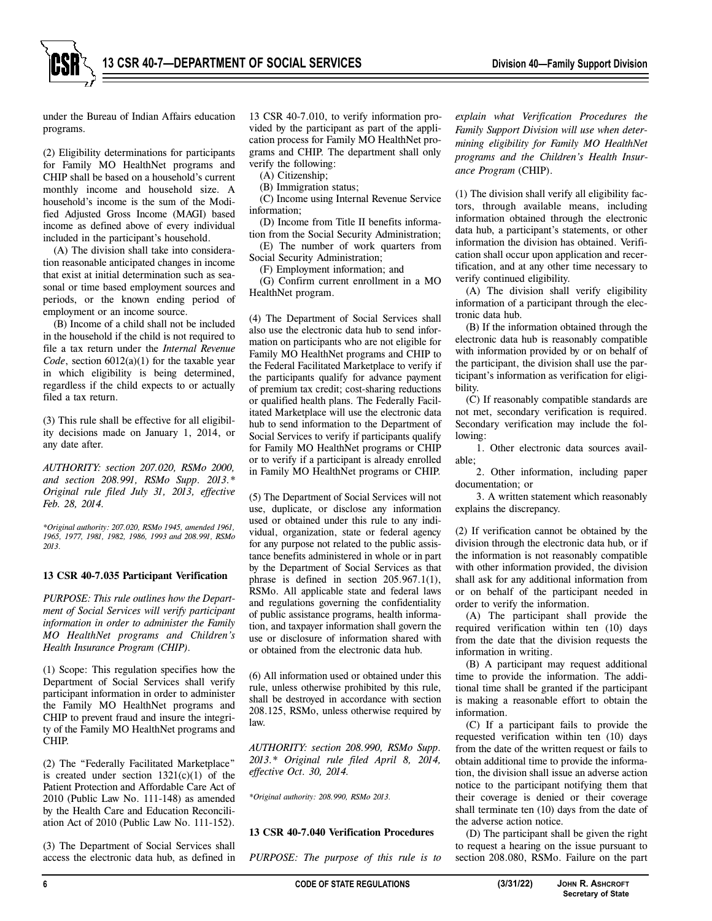under the Bureau of Indian Affairs education programs.

(2) Eligibility determinations for participants for Family MO HealthNet programs and CHIP shall be based on a household's current monthly income and household size. A household's income is the sum of the Modified Adjusted Gross Income (MAGI) based income as defined above of every individual included in the participant's household.

(A) The division shall take into consideration reasonable anticipated changes in income that exist at initial determination such as seasonal or time based employment sources and periods, or the known ending period of employment or an income source.

(B) Income of a child shall not be included in the household if the child is not required to file a tax return under the *Internal Revenue Code*, section 6012(a)(1) for the taxable year in which eligibility is being determined, regardless if the child expects to or actually filed a tax return.

(3) This rule shall be effective for all eligibility decisions made on January 1, 2014, or any date after.

*AUTHORITY: section 207.020, RSMo 2000, and section 208.991, RSMo Supp. 2013.\* Original rule filed July 31, 2013, effective Feb. 28, 2014.*

*\*Original authority: 207.020, RSMo 1945, amended 1961, 1965, 1977, 1981, 1982, 1986, 1993 and 208.991, RSMo 2013.*

### 13 CSR 40-7.035 Participant Verification

*PURPOSE: This rule outlines how the Department of Social Services will verify participant information in order to administer the Family MO HealthNet programs and Children's Health Insurance Program (CHIP).*

(1) Scope: This regulation specifies how the Department of Social Services shall verify participant information in order to administer the Family MO HealthNet programs and CHIP to prevent fraud and insure the integrity of the Family MO HealthNet programs and CHIP.

(2) The "Federally Facilitated Marketplace" is created under section 1321(c)(1) of the Patient Protection and Affordable Care Act of 2010 (Public Law No. 111-148) as amended by the Health Care and Education Reconciliation Act of 2010 (Public Law No. 111-152).

(3) The Department of Social Services shall access the electronic data hub, as defined in 13 CSR 40-7.010, to verify information provided by the participant as part of the application process for Family MO HealthNet programs and CHIP. The department shall only verify the following:

(A) Citizenship;

(B) Immigration status;

(C) Income using Internal Revenue Service information;

(D) Income from Title II benefits information from the Social Security Administration;

(E) The number of work quarters from Social Security Administration;

(F) Employment information; and

(G) Confirm current enrollment in a MO HealthNet program.

(4) The Department of Social Services shall also use the electronic data hub to send information on participants who are not eligible for Family MO HealthNet programs and CHIP to the Federal Facilitated Marketplace to verify if the participants qualify for advance payment of premium tax credit; cost-sharing reductions or qualified health plans. The Federally Facilitated Marketplace will use the electronic data hub to send information to the Department of Social Services to verify if participants qualify for Family MO HealthNet programs or CHIP or to verify if a participant is already enrolled in Family MO HealthNet programs or CHIP.

(5) The Department of Social Services will not use, duplicate, or disclose any information used or obtained under this rule to any individual, organization, state or federal agency for any purpose not related to the public assistance benefits administered in whole or in part by the Department of Social Services as that phrase is defined in section 205.967.1(1), RSMo. All applicable state and federal laws and regulations governing the confidentiality of public assistance programs, health information, and taxpayer information shall govern the use or disclosure of information shared with or obtained from the electronic data hub.

(6) All information used or obtained under this rule, unless otherwise prohibited by this rule, shall be destroyed in accordance with section 208.125, RSMo, unless otherwise required by law.

*AUTHORITY: section 208.990, RSMo Supp. 2013.\* Original rule filed April 8, 2014, effective Oct. 30, 2014.*

*\*Original authority: 208.990, RSMo 2013.*

### 13 CSR 40-7.040 Verification Procedures

*PURPOSE: The purpose of this rule is to explain what Verification Procedures the Family Support Division will use when determining eligibility for Family MO HealthNet programs and the Children's Health Insurance Program* (CHIP).

(1) The division shall verify all eligibility factors, through available means, including information obtained through the electronic data hub, a participant's statements, or other information the division has obtained. Verification shall occur upon application and recertification, and at any other time necessary to verify continued eligibility.

(A) The division shall verify eligibility information of a participant through the electronic data hub.

(B) If the information obtained through the electronic data hub is reasonably compatible with information provided by or on behalf of the participant, the division shall use the participant's information as verification for eligibility.

(C) If reasonably compatible standards are not met, secondary verification is required. Secondary verification may include the following:

1. Other electronic data sources available;

2. Other information, including paper documentation; or

3. A written statement which reasonably explains the discrepancy.

(2) If verification cannot be obtained by the division through the electronic data hub, or if the information is not reasonably compatible with other information provided, the division shall ask for any additional information from or on behalf of the participant needed in order to verify the information.

(A) The participant shall provide the required verification within ten (10) days from the date that the division requests the information in writing.

(B) A participant may request additional time to provide the information. The additional time shall be granted if the participant is making a reasonable effort to obtain the information.

(C) If a participant fails to provide the requested verification within ten (10) days from the date of the written request or fails to obtain additional time to provide the information, the division shall issue an adverse action notice to the participant notifying them that their coverage is denied or their coverage shall terminate ten (10) days from the date of the adverse action notice.

(D) The participant shall be given the right to request a hearing on the issue pursuant to section 208.080, RSMo. Failure on the part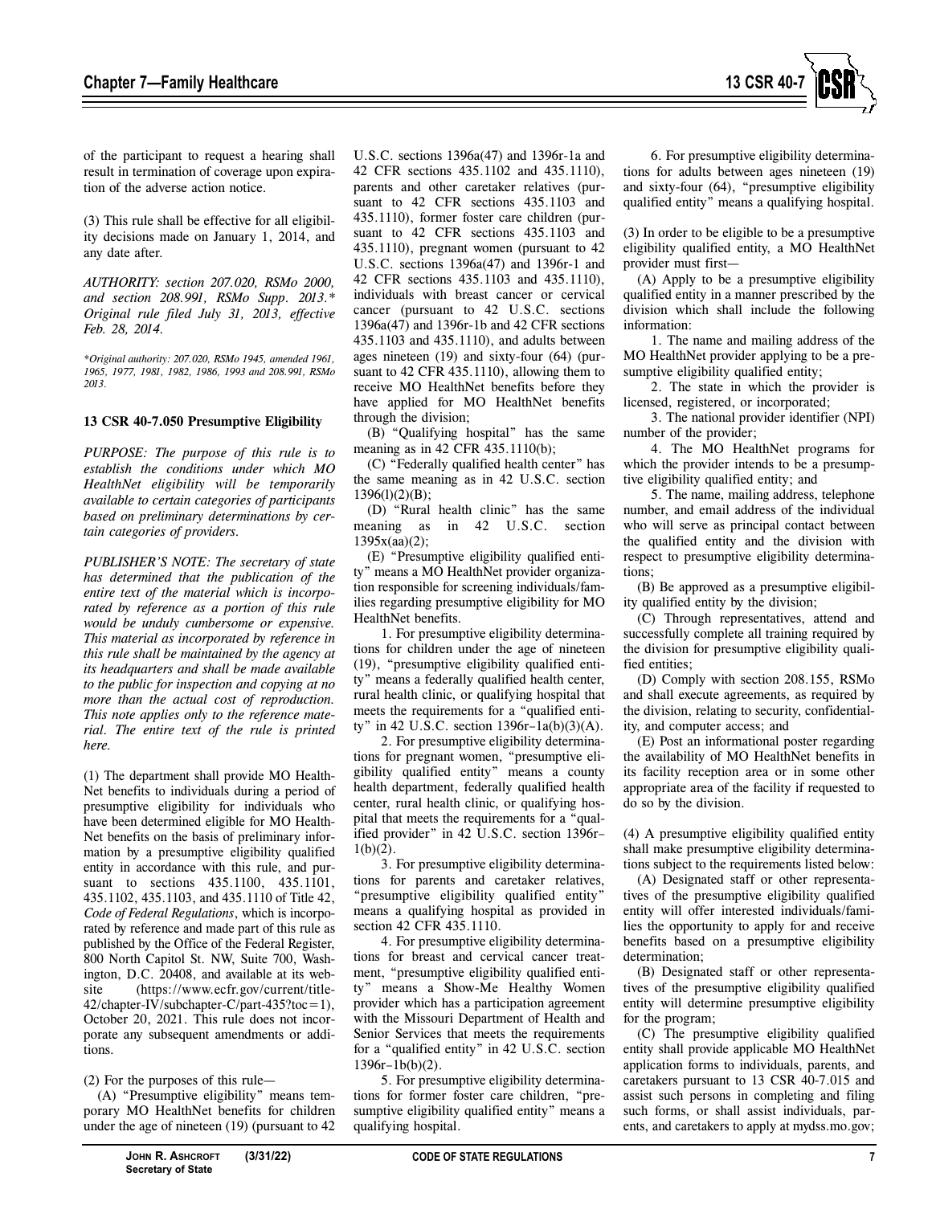of the participant to request a hearing shall result in termination of coverage upon expiration of the adverse action notice.

(3) This rule shall be effective for all eligibility decisions made on January 1, 2014, and any date after.

*AUTHORITY: section 207.020, RSMo 2000, and section 208.991, RSMo Supp. 2013.\* Original rule filed July 31, 2013, effective Feb. 28, 2014.*

*\*Original authority: 207.020, RSMo 1945, amended 1961, 1965, 1977, 1981, 1982, 1986, 1993 and 208.991, RSMo 2013.*

**13 CSR 40-7.050 Presumptive Eligibility**

*PURPOSE: The purpose of this rule is to establish the conditions under which MO HealthNet eligibility will be temporarily available to certain categories of participants based on preliminary determinations by certain categories of providers.*

*PUBLISHER'S NOTE: The secretary of state has determined that the publication of the entire text of the material which is incorporated by reference as a portion of this rule would be unduly cumbersome or expensive. This material as incorporated by reference in this rule shall be maintained by the agency at its headquarters and shall be made available to the public for inspection and copying at no more than the actual cost of reproduction. This note applies only to the reference material. The entire text of the rule is printed here.*

(1) The department shall provide MO HealthNet benefits to individuals during a period of presumptive eligibility for individuals who have been determined eligible for MO HealthNet benefits on the basis of preliminary information by a presumptive eligibility qualified entity in accordance with this rule, and pursuant to sections 435.1100, 435.1101, 435.1102, 435.1103, and 435.1110 of Title 42, *Code of Federal Regulations*, which is incorporated by reference and made part of this rule as published by the Office of the Federal Register, 800 North Capitol St. NW, Suite 700, Washington, D.C. 20408, and available at its website (https://www.ecfr.gov/current/title-42/chapter-IV/subchapter-C/part-435?toc=1), October 20, 2021. This rule does not incorporate any subsequent amendments or additions.

(2) For the purposes of this rule—

(A) "Presumptive eligibility" means temporary MO HealthNet benefits for children under the age of nineteen (19) (pursuant to 42 U.S.C. sections 1396a(47) and 1396r-1a and 42 CFR sections 435.1102 and 435.1110), parents and other caretaker relatives (pursuant to 42 CFR sections 435.1103 and 435.1110), former foster care children (pursuant to 42 CFR sections 435.1103 and 435.1110), pregnant women (pursuant to 42 U.S.C. sections 1396a(47) and 1396r-1 and 42 CFR sections 435.1103 and 435.1110), individuals with breast cancer or cervical cancer (pursuant to 42 U.S.C. sections 1396a(47) and 1396r-1b and 42 CFR sections 435.1103 and 435.1110), and adults between ages nineteen (19) and sixty-four (64) (pursuant to 42 CFR 435.1110), allowing them to receive MO HealthNet benefits before they have applied for MO HealthNet benefits through the division;

(B) "Qualifying hospital" has the same meaning as in 42 CFR 435.1110(b);

(C) "Federally qualified health center" has the same meaning as in 42 U.S.C. section 1396(l)(2)(B);

(D) "Rural health clinic" has the same meaning as in 42 U.S.C. section 1395x(aa)(2);

(E) "Presumptive eligibility qualified entity" means a MO HealthNet provider organization responsible for screening individuals/families regarding presumptive eligibility for MO HealthNet benefits.

1. For presumptive eligibility determinations for children under the age of nineteen (19), "presumptive eligibility qualified entity" means a federally qualified health center, rural health clinic, or qualifying hospital that meets the requirements for a "qualified entity" in 42 U.S.C. section 1396r–1a(b)(3)(A).

2. For presumptive eligibility determinations for pregnant women, "presumptive eligibility qualified entity" means a county health department, federally qualified health center, rural health clinic, or qualifying hospital that meets the requirements for a "qualified provider" in 42 U.S.C. section 1396r–1(b)(2).

3. For presumptive eligibility determinations for parents and caretaker relatives, "presumptive eligibility qualified entity" means a qualifying hospital as provided in section 42 CFR 435.1110.

4. For presumptive eligibility determinations for breast and cervical cancer treatment, "presumptive eligibility qualified entity" means a Show-Me Healthy Women provider which has a participation agreement with the Missouri Department of Health and Senior Services that meets the requirements for a "qualified entity" in 42 U.S.C. section 1396r–1b(b)(2).

5. For presumptive eligibility determinations for former foster care children, "presumptive eligibility qualified entity" means a qualifying hospital.

6. For presumptive eligibility determinations for adults between ages nineteen (19) and sixty-four (64), "presumptive eligibility qualified entity" means a qualifying hospital.

(3) In order to be eligible to be a presumptive eligibility qualified entity, a MO HealthNet provider must first—

(A) Apply to be a presumptive eligibility qualified entity in a manner prescribed by the division which shall include the following information:

1. The name and mailing address of the MO HealthNet provider applying to be a presumptive eligibility qualified entity;

2. The state in which the provider is licensed, registered, or incorporated;

3. The national provider identifier (NPI) number of the provider;

4. The MO HealthNet programs for which the provider intends to be a presumptive eligibility qualified entity; and

5. The name, mailing address, telephone number, and email address of the individual who will serve as principal contact between the qualified entity and the division with respect to presumptive eligibility determinations;

(B) Be approved as a presumptive eligibility qualified entity by the division;

(C) Through representatives, attend and successfully complete all training required by the division for presumptive eligibility qualified entities;

(D) Comply with section 208.155, RSMo and shall execute agreements, as required by the division, relating to security, confidentiality, and computer access; and

(E) Post an informational poster regarding the availability of MO HealthNet benefits in its facility reception area or in some other appropriate area of the facility if requested to do so by the division.

(4) A presumptive eligibility qualified entity shall make presumptive eligibility determinations subject to the requirements listed below:

(A) Designated staff or other representatives of the presumptive eligibility qualified entity will offer interested individuals/families the opportunity to apply for and receive benefits based on a presumptive eligibility determination;

(B) Designated staff or other representatives of the presumptive eligibility qualified entity will determine presumptive eligibility for the program;

(C) The presumptive eligibility qualified entity shall provide applicable MO HealthNet application forms to individuals, parents, and caretakers pursuant to 13 CSR 40-7.015 and assist such persons in completing and filing such forms, or shall assist individuals, parents, and caretakers to apply at mydss.mo.gov;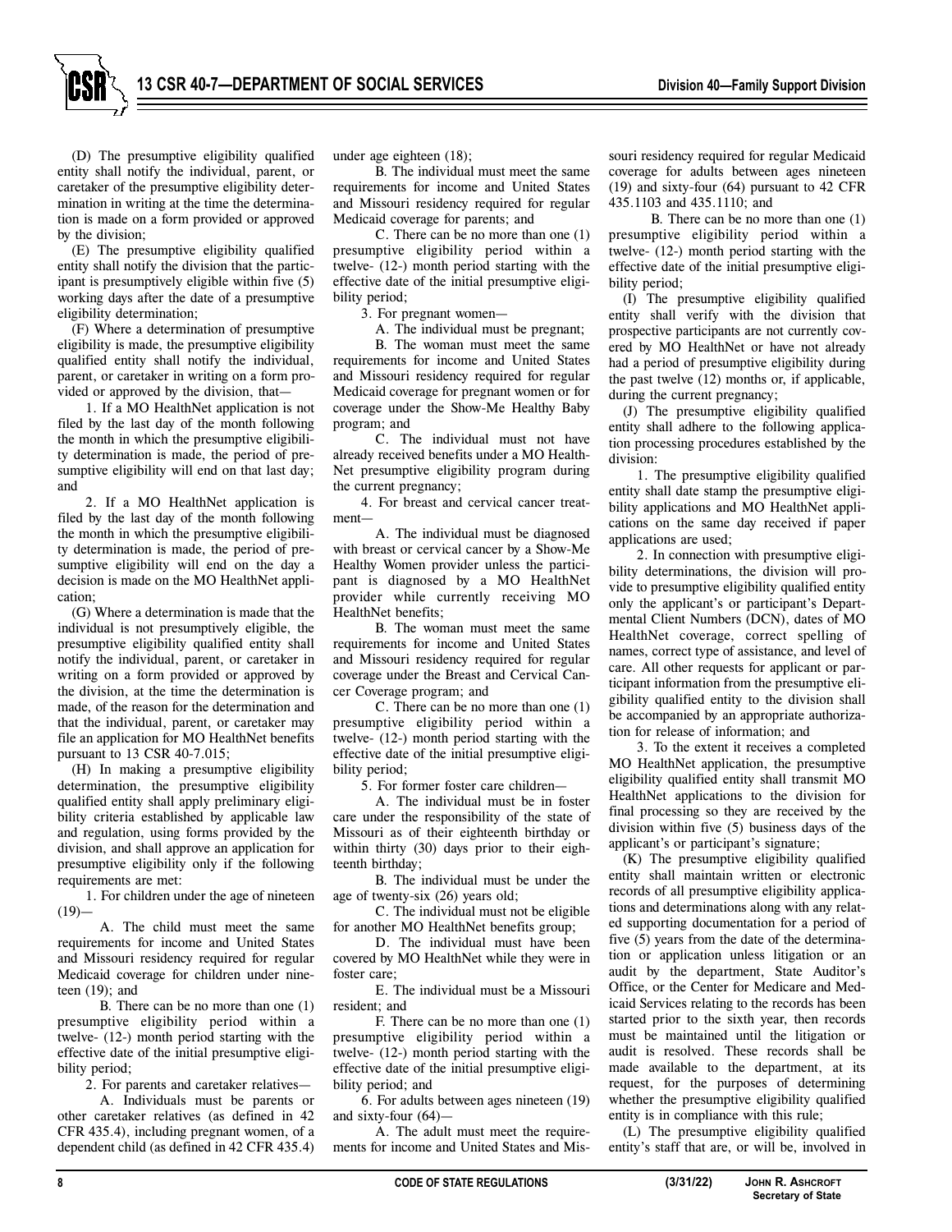(D) The presumptive eligibility qualified entity shall notify the individual, parent, or caretaker of the presumptive eligibility determination in writing at the time the determination is made on a form provided or approved by the division;

(E) The presumptive eligibility qualified entity shall notify the division that the participant is presumptively eligible within five (5) working days after the date of a presumptive eligibility determination;

(F) Where a determination of presumptive eligibility is made, the presumptive eligibility qualified entity shall notify the individual, parent, or caretaker in writing on a form provided or approved by the division, that—

1. If a MO HealthNet application is not filed by the last day of the month following the month in which the presumptive eligibility determination is made, the period of presumptive eligibility will end on that last day; and

2. If a MO HealthNet application is filed by the last day of the month following the month in which the presumptive eligibility determination is made, the period of presumptive eligibility will end on the day a decision is made on the MO HealthNet application;

(G) Where a determination is made that the individual is not presumptively eligible, the presumptive eligibility qualified entity shall notify the individual, parent, or caretaker in writing on a form provided or approved by the division, at the time the determination is made, of the reason for the determination and that the individual, parent, or caretaker may file an application for MO HealthNet benefits pursuant to 13 CSR 40-7.015;

(H) In making a presumptive eligibility determination, the presumptive eligibility qualified entity shall apply preliminary eligibility criteria established by applicable law and regulation, using forms provided by the division, and shall approve an application for presumptive eligibility only if the following requirements are met:

1. For children under the age of nineteen (19)—

A. The child must meet the same requirements for income and United States and Missouri residency required for regular Medicaid coverage for children under nineteen (19); and

B. There can be no more than one (1) presumptive eligibility period within a twelve- (12-) month period starting with the effective date of the initial presumptive eligibility period;

2. For parents and caretaker relatives—

A. Individuals must be parents or other caretaker relatives (as defined in 42 CFR 435.4), including pregnant women, of a dependent child (as defined in 42 CFR 435.4) under age eighteen (18);

B. The individual must meet the same requirements for income and United States and Missouri residency required for regular Medicaid coverage for parents; and

C. There can be no more than one (1) presumptive eligibility period within a twelve- (12-) month period starting with the effective date of the initial presumptive eligibility period;

3. For pregnant women—

A. The individual must be pregnant;

B. The woman must meet the same requirements for income and United States and Missouri residency required for regular Medicaid coverage for pregnant women or for coverage under the Show-Me Healthy Baby program; and

C. The individual must not have already received benefits under a MO HealthNet presumptive eligibility program during the current pregnancy;

4. For breast and cervical cancer treatment—

A. The individual must be diagnosed with breast or cervical cancer by a Show-Me Healthy Women provider unless the participant is diagnosed by a MO HealthNet provider while currently receiving MO HealthNet benefits;

B. The woman must meet the same requirements for income and United States and Missouri residency required for regular coverage under the Breast and Cervical Cancer Coverage program; and

C. There can be no more than one (1) presumptive eligibility period within a twelve- (12-) month period starting with the effective date of the initial presumptive eligibility period;

5. For former foster care children—

A. The individual must be in foster care under the responsibility of the state of Missouri as of their eighteenth birthday or within thirty (30) days prior to their eighteenth birthday;

B. The individual must be under the age of twenty-six (26) years old;

C. The individual must not be eligible for another MO HealthNet benefits group;

D. The individual must have been covered by MO HealthNet while they were in foster care;

E. The individual must be a Missouri resident; and

F. There can be no more than one (1) presumptive eligibility period within a twelve- (12-) month period starting with the effective date of the initial presumptive eligibility period; and

6. For adults between ages nineteen (19) and sixty-four (64)—

A. The adult must meet the requirements for income and United States and Missouri residency required for regular Medicaid coverage for adults between ages nineteen (19) and sixty-four (64) pursuant to 42 CFR 435.1103 and 435.1110; and

B. There can be no more than one (1) presumptive eligibility period within a twelve- (12-) month period starting with the effective date of the initial presumptive eligibility period;

(I) The presumptive eligibility qualified entity shall verify with the division that prospective participants are not currently covered by MO HealthNet or have not already had a period of presumptive eligibility during the past twelve (12) months or, if applicable, during the current pregnancy;

(J) The presumptive eligibility qualified entity shall adhere to the following application processing procedures established by the division:

1. The presumptive eligibility qualified entity shall date stamp the presumptive eligibility applications and MO HealthNet applications on the same day received if paper applications are used;

2. In connection with presumptive eligibility determinations, the division will provide to presumptive eligibility qualified entity only the applicant's or participant's Departmental Client Numbers (DCN), dates of MO HealthNet coverage, correct spelling of names, correct type of assistance, and level of care. All other requests for applicant or participant information from the presumptive eligibility qualified entity to the division shall be accompanied by an appropriate authorization for release of information; and

3. To the extent it receives a completed MO HealthNet application, the presumptive eligibility qualified entity shall transmit MO HealthNet applications to the division for final processing so they are received by the division within five (5) business days of the applicant's or participant's signature;

(K) The presumptive eligibility qualified entity shall maintain written or electronic records of all presumptive eligibility applications and determinations along with any related supporting documentation for a period of five (5) years from the date of the determination or application unless litigation or an audit by the department, State Auditor's Office, or the Center for Medicare and Medicaid Services relating to the records has been started prior to the sixth year, then records must be maintained until the litigation or audit is resolved. These records shall be made available to the department, at its request, for the purposes of determining whether the presumptive eligibility qualified entity is in compliance with this rule;

(L) The presumptive eligibility qualified entity's staff that are, or will be, involved in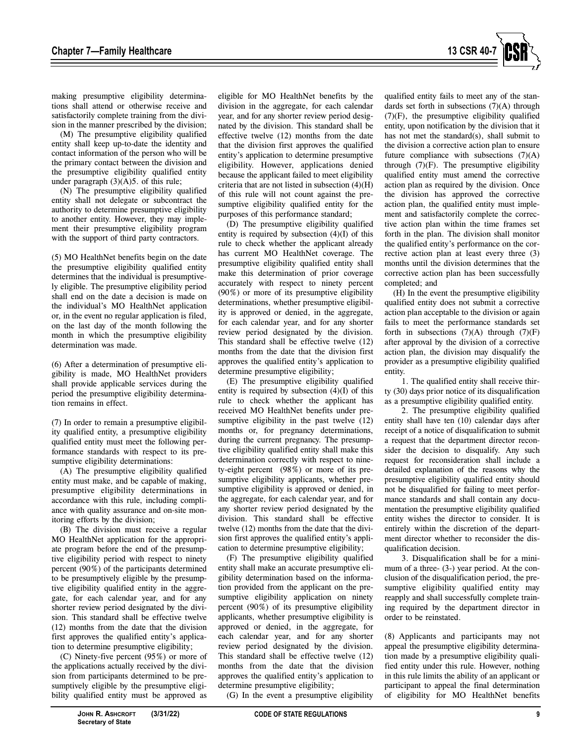making presumptive eligibility determinations shall attend or otherwise receive and satisfactorily complete training from the division in the manner prescribed by the division;

(M) The presumptive eligibility qualified entity shall keep up-to-date the identity and contact information of the person who will be the primary contact between the division and the presumptive eligibility qualified entity under paragraph (3)(A)5. of this rule;

(N) The presumptive eligibility qualified entity shall not delegate or subcontract the authority to determine presumptive eligibility to another entity. However, they may implement their presumptive eligibility program with the support of third party contractors.

(5) MO HealthNet benefits begin on the date the presumptive eligibility qualified entity determines that the individual is presumptively eligible. The presumptive eligibility period shall end on the date a decision is made on the individual's MO HealthNet application or, in the event no regular application is filed, on the last day of the month following the month in which the presumptive eligibility determination was made.

(6) After a determination of presumptive eligibility is made, MO HealthNet providers shall provide applicable services during the period the presumptive eligibility determination remains in effect.

(7) In order to remain a presumptive eligibility qualified entity, a presumptive eligibility qualified entity must meet the following performance standards with respect to its presumptive eligibility determinations:

(A) The presumptive eligibility qualified entity must make, and be capable of making, presumptive eligibility determinations in accordance with this rule, including compliance with quality assurance and on-site monitoring efforts by the division;

(B) The division must receive a regular MO HealthNet application for the appropriate program before the end of the presumptive eligibility period with respect to ninety percent (90%) of the participants determined to be presumptively eligible by the presumptive eligibility qualified entity in the aggregate, for each calendar year, and for any shorter review period designated by the division. This standard shall be effective twelve (12) months from the date that the division first approves the qualified entity's application to determine presumptive eligibility;

(C) Ninety-five percent (95%) or more of the applications actually received by the division from participants determined to be presumptively eligible by the presumptive eligibility qualified entity must be approved as eligible for MO HealthNet benefits by the division in the aggregate, for each calendar year, and for any shorter review period designated by the division. This standard shall be effective twelve (12) months from the date that the division first approves the qualified entity's application to determine presumptive eligibility. However, applications denied because the applicant failed to meet eligibility criteria that are not listed in subsection (4)(H) of this rule will not count against the presumptive eligibility qualified entity for the purposes of this performance standard;

(D) The presumptive eligibility qualified entity is required by subsection (4)(I) of this rule to check whether the applicant already has current MO HealthNet coverage. The presumptive eligibility qualified entity shall make this determination of prior coverage accurately with respect to ninety percent (90%) or more of its presumptive eligibility determinations, whether presumptive eligibility is approved or denied, in the aggregate, for each calendar year, and for any shorter review period designated by the division. This standard shall be effective twelve (12) months from the date that the division first approves the qualified entity's application to determine presumptive eligibility;

(E) The presumptive eligibility qualified entity is required by subsection (4)(I) of this rule to check whether the applicant has received MO HealthNet benefits under presumptive eligibility in the past twelve (12) months or, for pregnancy determinations, during the current pregnancy. The presumptive eligibility qualified entity shall make this determination correctly with respect to ninety-eight percent (98%) or more of its presumptive eligibility applicants, whether presumptive eligibility is approved or denied, in the aggregate, for each calendar year, and for any shorter review period designated by the division. This standard shall be effective twelve (12) months from the date that the division first approves the qualified entity's application to determine presumptive eligibility;

(F) The presumptive eligibility qualified entity shall make an accurate presumptive eligibility determination based on the information provided from the applicant on the presumptive eligibility application on ninety percent (90%) of its presumptive eligibility applicants, whether presumptive eligibility is approved or denied, in the aggregate, for each calendar year, and for any shorter review period designated by the division. This standard shall be effective twelve (12) months from the date that the division approves the qualified entity's application to determine presumptive eligibility;

(G) In the event a presumptive eligibility qualified entity fails to meet any of the standards set forth in subsections (7)(A) through (7)(F), the presumptive eligibility qualified entity, upon notification by the division that it has not met the standard(s), shall submit to the division a corrective action plan to ensure future compliance with subsections (7)(A) through (7)(F). The presumptive eligibility qualified entity must amend the corrective action plan as required by the division. Once the division has approved the corrective action plan, the qualified entity must implement and satisfactorily complete the corrective action plan within the time frames set forth in the plan. The division shall monitor the qualified entity's performance on the corrective action plan at least every three (3) months until the division determines that the corrective action plan has been successfully completed; and

(H) In the event the presumptive eligibility qualified entity does not submit a corrective action plan acceptable to the division or again fails to meet the performance standards set forth in subsections (7)(A) through (7)(F) after approval by the division of a corrective action plan, the division may disqualify the provider as a presumptive eligibility qualified entity.

1. The qualified entity shall receive thirty (30) days prior notice of its disqualification as a presumptive eligibility qualified entity.

2. The presumptive eligibility qualified entity shall have ten (10) calendar days after receipt of a notice of disqualification to submit a request that the department director reconsider the decision to disqualify. Any such request for reconsideration shall include a detailed explanation of the reasons why the presumptive eligibility qualified entity should not be disqualified for failing to meet performance standards and shall contain any documentation the presumptive eligibility qualified entity wishes the director to consider. It is entirely within the discretion of the department director whether to reconsider the disqualification decision.

3. Disqualification shall be for a minimum of a three- (3-) year period. At the conclusion of the disqualification period, the presumptive eligibility qualified entity may reapply and shall successfully complete training required by the department director in order to be reinstated.

(8) Applicants and participants may not appeal the presumptive eligibility determination made by a presumptive eligibility qualified entity under this rule. However, nothing in this rule limits the ability of an applicant or participant to appeal the final determination of eligibility for MO HealthNet benefits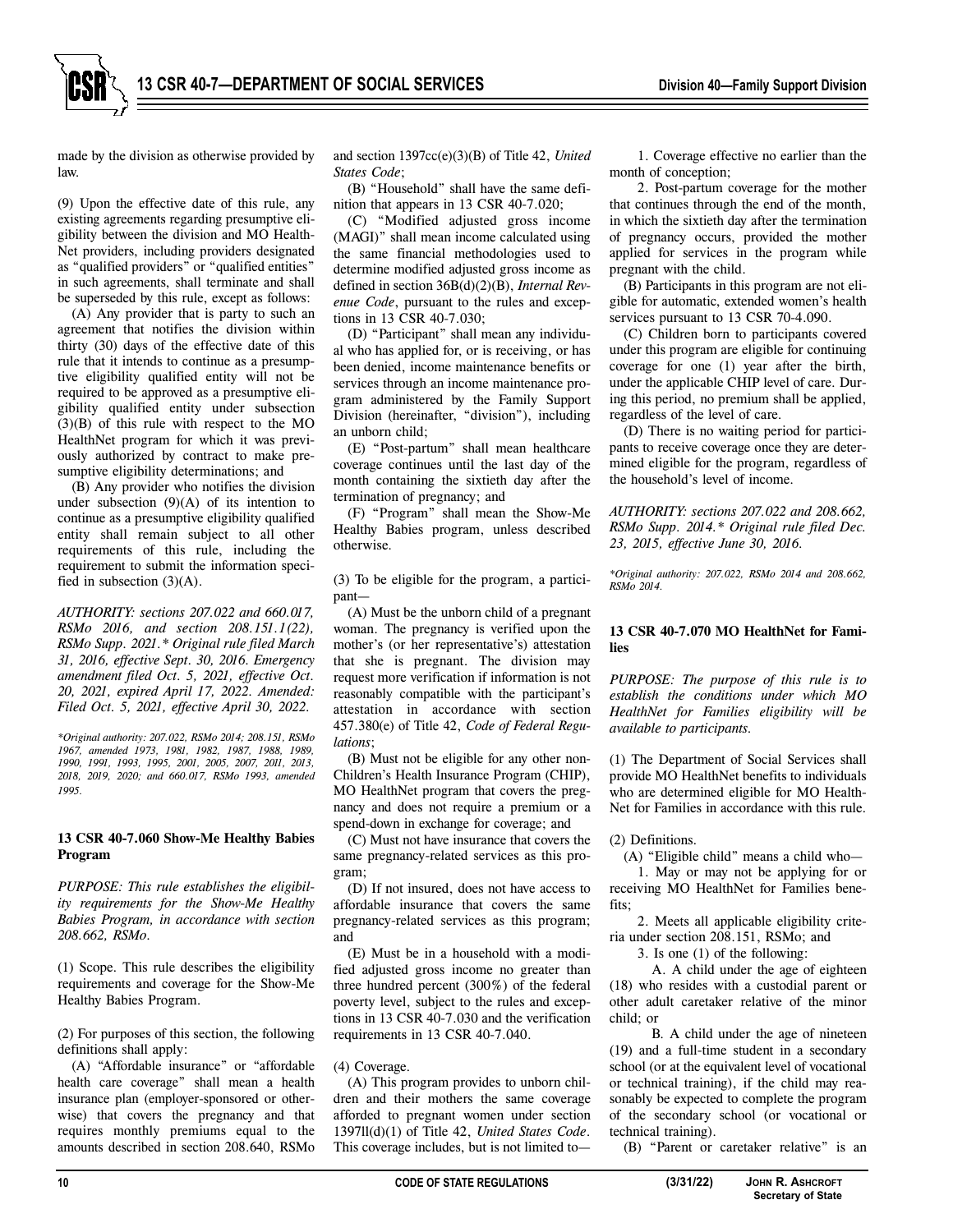made by the division as otherwise provided by law.

(9) Upon the effective date of this rule, any existing agreements regarding presumptive eligibility between the division and MO HealthNet providers, including providers designated as "qualified providers" or "qualified entities" in such agreements, shall terminate and shall be superseded by this rule, except as follows:

(A) Any provider that is party to such an agreement that notifies the division within thirty (30) days of the effective date of this rule that it intends to continue as a presumptive eligibility qualified entity will not be required to be approved as a presumptive eligibility qualified entity under subsection (3)(B) of this rule with respect to the MO HealthNet program for which it was previously authorized by contract to make presumptive eligibility determinations; and

(B) Any provider who notifies the division under subsection (9)(A) of its intention to continue as a presumptive eligibility qualified entity shall remain subject to all other requirements of this rule, including the requirement to submit the information specified in subsection (3)(A).

*AUTHORITY: sections 207.022 and 660.017, RSMo 2016, and section 208.151.1(22), RSMo Supp. 2021.\* Original rule filed March 31, 2016, effective Sept. 30, 2016. Emergency amendment filed Oct. 5, 2021, effective Oct. 20, 2021, expired April 17, 2022. Amended: Filed Oct. 5, 2021, effective April 30, 2022.*

*\*Original authority: 207.022, RSMo 2014; 208.151, RSMo 1967, amended 1973, 1981, 1982, 1987, 1988, 1989, 1990, 1991, 1993, 1995, 2001, 2005, 2007, 2011, 2013, 2018, 2019, 2020; and 660.017, RSMo 1993, amended 1995.*

### 13 CSR 40-7.060 Show-Me Healthy Babies Program

*PURPOSE: This rule establishes the eligibility requirements for the Show-Me Healthy Babies Program, in accordance with section 208.662, RSMo.*

(1) Scope. This rule describes the eligibility requirements and coverage for the Show-Me Healthy Babies Program.

(2) For purposes of this section, the following definitions shall apply:

(A) "Affordable insurance" or "affordable health care coverage" shall mean a health insurance plan (employer-sponsored or otherwise) that covers the pregnancy and that requires monthly premiums equal to the amounts described in section 208.640, RSMo and section 1397cc(e)(3)(B) of Title 42, *United States Code*;

(B) "Household" shall have the same definition that appears in 13 CSR 40-7.020;

(C) "Modified adjusted gross income (MAGI)" shall mean income calculated using the same financial methodologies used to determine modified adjusted gross income as defined in section 36B(d)(2)(B), *Internal Revenue Code*, pursuant to the rules and exceptions in 13 CSR 40-7.030;

(D) "Participant" shall mean any individual who has applied for, or is receiving, or has been denied, income maintenance benefits or services through an income maintenance program administered by the Family Support Division (hereinafter, "division"), including an unborn child;

(E) "Post-partum" shall mean healthcare coverage continues until the last day of the month containing the sixtieth day after the termination of pregnancy; and

(F) "Program" shall mean the Show-Me Healthy Babies program, unless described otherwise.

(3) To be eligible for the program, a participant—

(A) Must be the unborn child of a pregnant woman. The pregnancy is verified upon the mother's (or her representative's) attestation that she is pregnant. The division may request more verification if information is not reasonably compatible with the participant's attestation in accordance with section 457.380(e) of Title 42, *Code of Federal Regulations*;

(B) Must not be eligible for any other non-Children's Health Insurance Program (CHIP), MO HealthNet program that covers the pregnancy and does not require a premium or a spend-down in exchange for coverage; and

(C) Must not have insurance that covers the same pregnancy-related services as this program;

(D) If not insured, does not have access to affordable insurance that covers the same pregnancy-related services as this program; and

(E) Must be in a household with a modified adjusted gross income no greater than three hundred percent (300%) of the federal poverty level, subject to the rules and exceptions in 13 CSR 40-7.030 and the verification requirements in 13 CSR 40-7.040.

(4) Coverage.

(A) This program provides to unborn children and their mothers the same coverage afforded to pregnant women under section 1397ll(d)(1) of Title 42, *United States Code*. This coverage includes, but is not limited to—

1. Coverage effective no earlier than the month of conception;

2. Post-partum coverage for the mother that continues through the end of the month, in which the sixtieth day after the termination of pregnancy occurs, provided the mother applied for services in the program while pregnant with the child.

(B) Participants in this program are not eligible for automatic, extended women's health services pursuant to 13 CSR 70-4.090.

(C) Children born to participants covered under this program are eligible for continuing coverage for one (1) year after the birth, under the applicable CHIP level of care. During this period, no premium shall be applied, regardless of the level of care.

(D) There is no waiting period for participants to receive coverage once they are determined eligible for the program, regardless of the household's level of income.

*AUTHORITY: sections 207.022 and 208.662, RSMo Supp. 2014.\* Original rule filed Dec. 23, 2015, effective June 30, 2016.*

*\*Original authority: 207.022, RSMo 2014 and 208.662, RSMo 2014.*

### 13 CSR 40-7.070 MO HealthNet for Families

*PURPOSE: The purpose of this rule is to establish the conditions under which MO HealthNet for Families eligibility will be available to participants.*

(1) The Department of Social Services shall provide MO HealthNet benefits to individuals who are determined eligible for MO HealthNet for Families in accordance with this rule.

(2) Definitions.

(A) "Eligible child" means a child who—

1. May or may not be applying for or receiving MO HealthNet for Families benefits;

2. Meets all applicable eligibility criteria under section 208.151, RSMo; and

3. Is one (1) of the following:

A. A child under the age of eighteen (18) who resides with a custodial parent or other adult caretaker relative of the minor child; or

B. A child under the age of nineteen (19) and a full-time student in a secondary school (or at the equivalent level of vocational or technical training), if the child may reasonably be expected to complete the program of the secondary school (or vocational or technical training).

(B) "Parent or caretaker relative" is an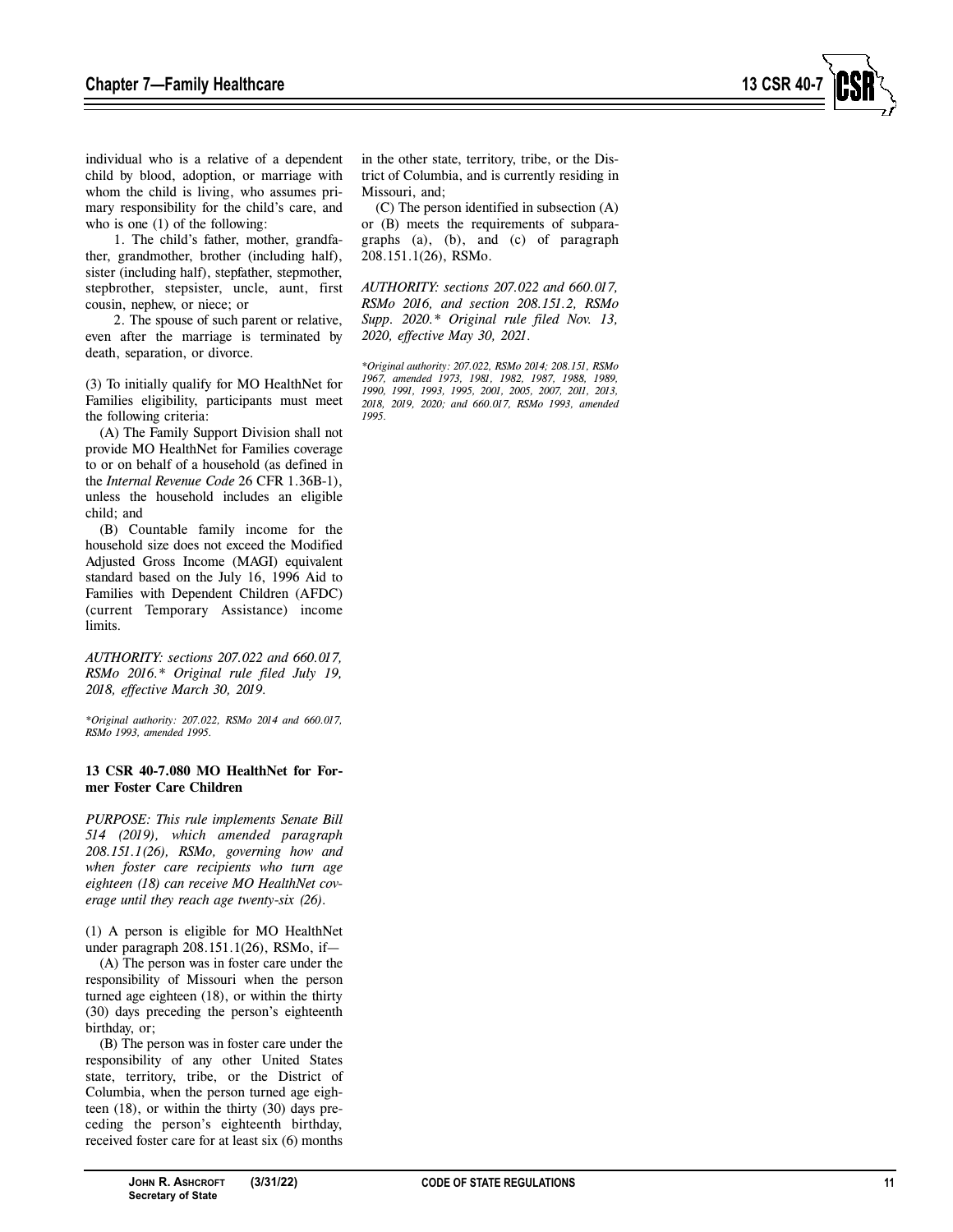individual who is a relative of a dependent child by blood, adoption, or marriage with whom the child is living, who assumes primary responsibility for the child's care, and who is one (1) of the following:

1. The child's father, mother, grandfather, grandmother, brother (including half), sister (including half), stepfather, stepmother, stepbrother, stepsister, uncle, aunt, first cousin, nephew, or niece; or

2. The spouse of such parent or relative, even after the marriage is terminated by death, separation, or divorce.

(3) To initially qualify for MO HealthNet for Families eligibility, participants must meet the following criteria:

(A) The Family Support Division shall not provide MO HealthNet for Families coverage to or on behalf of a household (as defined in the *Internal Revenue Code* 26 CFR 1.36B-1), unless the household includes an eligible child; and

(B) Countable family income for the household size does not exceed the Modified Adjusted Gross Income (MAGI) equivalent standard based on the July 16, 1996 Aid to Families with Dependent Children (AFDC) (current Temporary Assistance) income limits.

*AUTHORITY: sections 207.022 and 660.017, RSMo 2016.\* Original rule filed July 19, 2018, effective March 30, 2019.*

*\*Original authority: 207.022, RSMo 2014 and 660.017, RSMo 1993, amended 1995.*

### 13 CSR 40-7.080 MO HealthNet for Former Foster Care Children

*PURPOSE: This rule implements Senate Bill 514 (2019), which amended paragraph 208.151.1(26), RSMo, governing how and when foster care recipients who turn age eighteen (18) can receive MO HealthNet coverage until they reach age twenty-six (26).*

(1) A person is eligible for MO HealthNet under paragraph 208.151.1(26), RSMo, if—

(A) The person was in foster care under the responsibility of Missouri when the person turned age eighteen (18), or within the thirty (30) days preceding the person's eighteenth birthday, or;

(B) The person was in foster care under the responsibility of any other United States state, territory, tribe, or the District of Columbia, when the person turned age eighteen (18), or within the thirty (30) days preceding the person's eighteenth birthday, received foster care for at least six (6) months in the other state, territory, tribe, or the District of Columbia, and is currently residing in Missouri, and;

(C) The person identified in subsection (A) or (B) meets the requirements of subparagraphs (a), (b), and (c) of paragraph 208.151.1(26), RSMo.

*AUTHORITY: sections 207.022 and 660.017, RSMo 2016, and section 208.151.2, RSMo Supp. 2020.\* Original rule filed Nov. 13, 2020, effective May 30, 2021.*

*\*Original authority: 207.022, RSMo 2014; 208.151, RSMo 1967, amended 1973, 1981, 1982, 1987, 1988, 1989, 1990, 1991, 1993, 1995, 2001, 2005, 2007, 2011, 2013, 2018, 2019, 2020; and 660.017, RSMo 1993, amended 1995.*